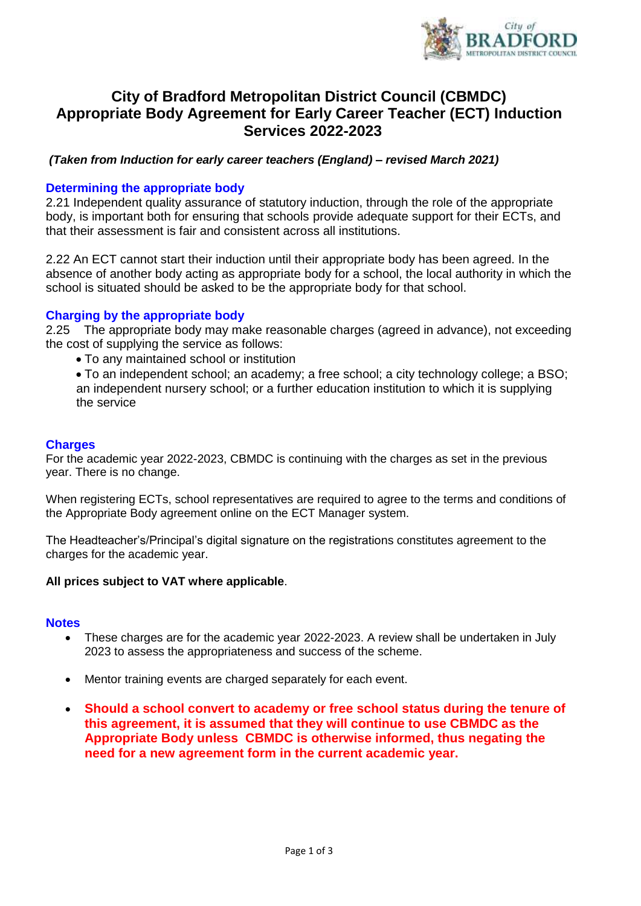# City of Bradford Metropolitan District Council (CBMDC) Appropriate Body Agreement for Early Career Teacher (ECT) Induction Services 2022-2023

***(Taken from Induction for early career teachers (England) – revised March 2021)***

## Determining the appropriate body

2.21 Independent quality assurance of statutory induction, through the role of the appropriate body, is important both for ensuring that schools provide adequate support for their ECTs, and that their assessment is fair and consistent across all institutions.

2.22 An ECT cannot start their induction until their appropriate body has been agreed. In the absence of another body acting as appropriate body for a school, the local authority in which the school is situated should be asked to be the appropriate body for that school.

## Charging by the appropriate body

2.25 The appropriate body may make reasonable charges (agreed in advance), not exceeding the cost of supplying the service as follows:

- To any maintained school or institution
- To an independent school; an academy; a free school; a city technology college; a BSO; an independent nursery school; or a further education institution to which it is supplying the service

## Charges

For the academic year 2022-2023, CBMDC is continuing with the charges as set in the previous year. There is no change.

When registering ECTs, school representatives are required to agree to the terms and conditions of the Appropriate Body agreement online on the ECT Manager system.

The Headteacher's/Principal's digital signature on the registrations constitutes agreement to the charges for the academic year.

**All prices subject to VAT where applicable**.

## Notes

- These charges are for the academic year 2022-2023. A review shall be undertaken in July 2023 to assess the appropriateness and success of the scheme.
- Mentor training events are charged separately for each event.
- **Should a school convert to academy or free school status during the tenure of this agreement, it is assumed that they will continue to use CBMDC as the Appropriate Body unless CBMDC is otherwise informed, thus negating the need for a new agreement form in the current academic year.**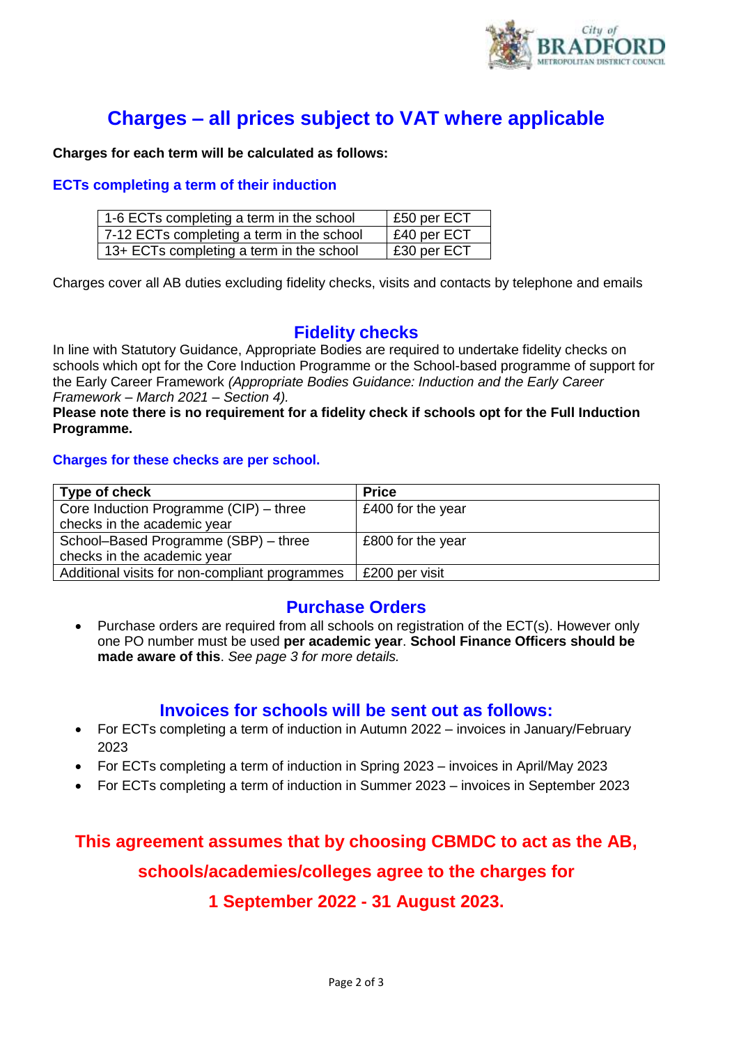# Charges – all prices subject to VAT where applicable

**Charges for each term will be calculated as follows:**

### ECTs completing a term of their induction

| | |
|---|---|
| 1-6 ECTs completing a term in the school | £50 per ECT |
| 7-12 ECTs completing a term in the school | £40 per ECT |
| 13+ ECTs completing a term in the school | £30 per ECT |

Charges cover all AB duties excluding fidelity checks, visits and contacts by telephone and emails

## Fidelity checks

In line with Statutory Guidance, Appropriate Bodies are required to undertake fidelity checks on schools which opt for the Core Induction Programme or the School-based programme of support for the Early Career Framework *(Appropriate Bodies Guidance: Induction and the Early Career Framework – March 2021 – Section 4).*
**Please note there is no requirement for a fidelity check if schools opt for the Full Induction Programme.**

### Charges for these checks are per school.

| Type of check | Price |
|---|---|
| Core Induction Programme (CIP) – three checks in the academic year | £400 for the year |
| School–Based Programme (SBP) – three checks in the academic year | £800 for the year |
| Additional visits for non-compliant programmes | £200 per visit |

## Purchase Orders

- Purchase orders are required from all schools on registration of the ECT(s). However only one PO number must be used **per academic year**. **School Finance Officers should be made aware of this**. *See page 3 for more details.*

## Invoices for schools will be sent out as follows:

- For ECTs completing a term of induction in Autumn 2022 – invoices in January/February 2023
- For ECTs completing a term of induction in Spring 2023 – invoices in April/May 2023
- For ECTs completing a term of induction in Summer 2023 – invoices in September 2023

**This agreement assumes that by choosing CBMDC to act as the AB, schools/academies/colleges agree to the charges for 1 September 2022 - 31 August 2023.**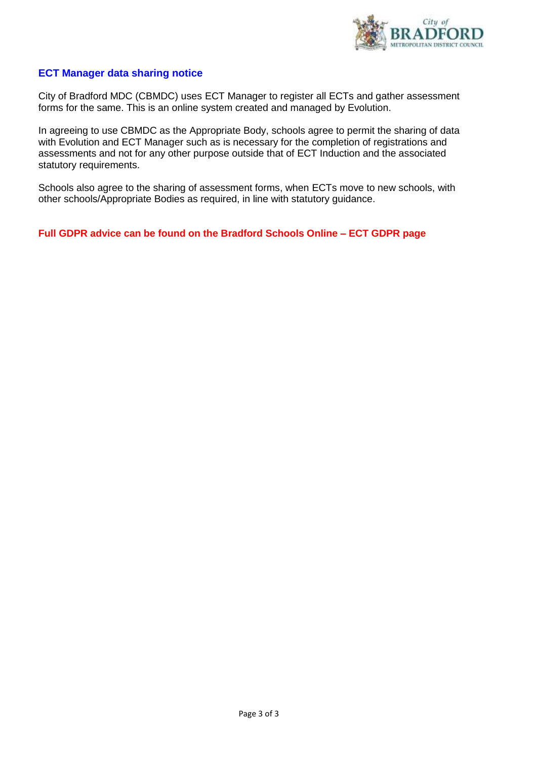## ECT Manager data sharing notice

City of Bradford MDC (CBMDC) uses ECT Manager to register all ECTs and gather assessment forms for the same. This is an online system created and managed by Evolution.

In agreeing to use CBMDC as the Appropriate Body, schools agree to permit the sharing of data with Evolution and ECT Manager such as is necessary for the completion of registrations and assessments and not for any other purpose outside that of ECT Induction and the associated statutory requirements.

Schools also agree to the sharing of assessment forms, when ECTs move to new schools, with other schools/Appropriate Bodies as required, in line with statutory guidance.

**Full GDPR advice can be found on the Bradford Schools Online – ECT GDPR page**